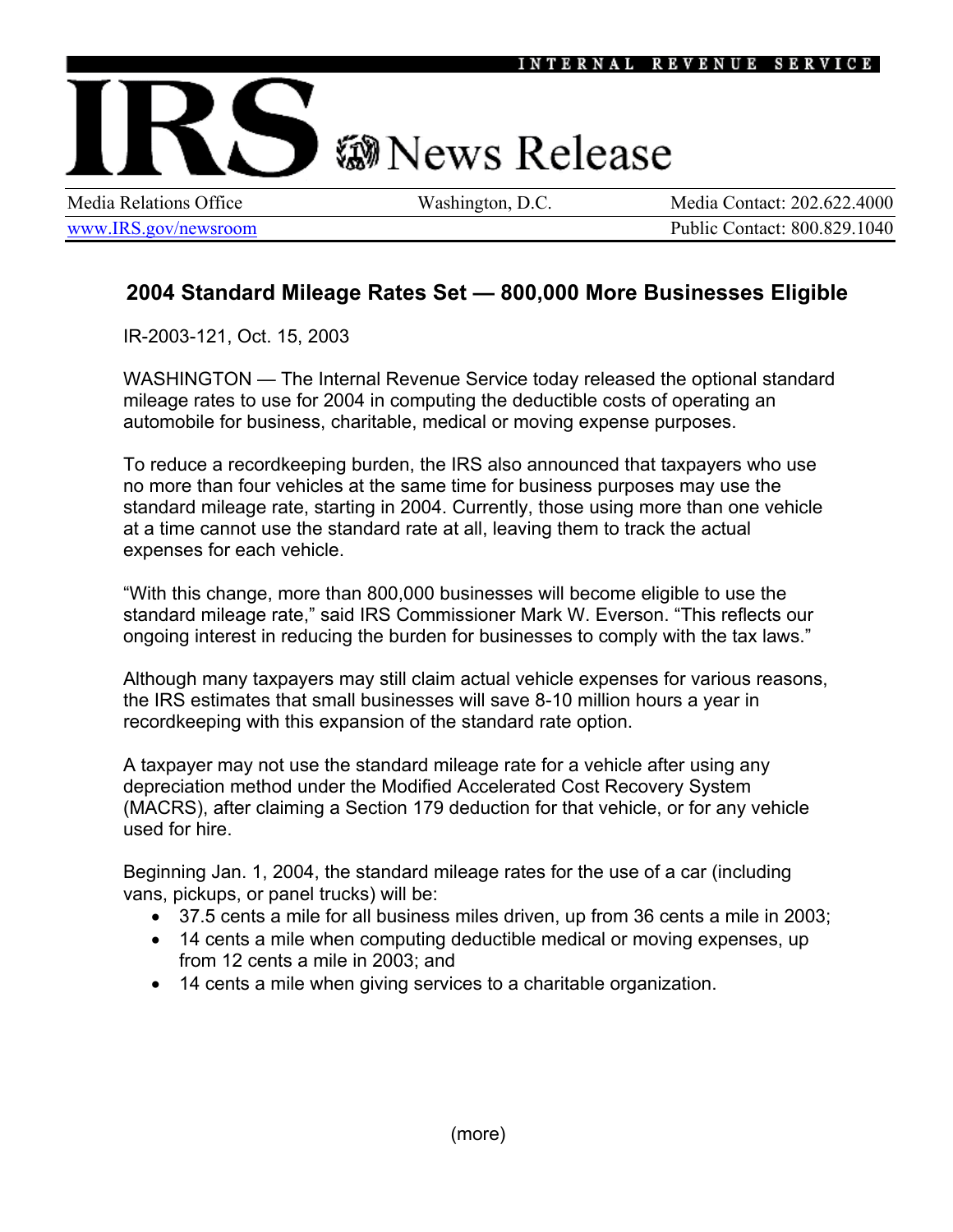INTERNAL REVENUE SERVICE

# IRS News Release

Media Relations Office | Washington, D.C. | Media Contact: 202.622.4000

www.IRS.gov/newsroom | Public Contact: 800.829.1040

## 2004 Standard Mileage Rates Set — 800,000 More Businesses Eligible

IR-2003-121, Oct. 15, 2003

WASHINGTON — The Internal Revenue Service today released the optional standard mileage rates to use for 2004 in computing the deductible costs of operating an automobile for business, charitable, medical or moving expense purposes.

To reduce a recordkeeping burden, the IRS also announced that taxpayers who use no more than four vehicles at the same time for business purposes may use the standard mileage rate, starting in 2004. Currently, those using more than one vehicle at a time cannot use the standard rate at all, leaving them to track the actual expenses for each vehicle.

"With this change, more than 800,000 businesses will become eligible to use the standard mileage rate," said IRS Commissioner Mark W. Everson. "This reflects our ongoing interest in reducing the burden for businesses to comply with the tax laws."

Although many taxpayers may still claim actual vehicle expenses for various reasons, the IRS estimates that small businesses will save 8-10 million hours a year in recordkeeping with this expansion of the standard rate option.

A taxpayer may not use the standard mileage rate for a vehicle after using any depreciation method under the Modified Accelerated Cost Recovery System (MACRS), after claiming a Section 179 deduction for that vehicle, or for any vehicle used for hire.

Beginning Jan. 1, 2004, the standard mileage rates for the use of a car (including vans, pickups, or panel trucks) will be:

- 37.5 cents a mile for all business miles driven, up from 36 cents a mile in 2003;
- 14 cents a mile when computing deductible medical or moving expenses, up from 12 cents a mile in 2003; and
- 14 cents a mile when giving services to a charitable organization.

(more)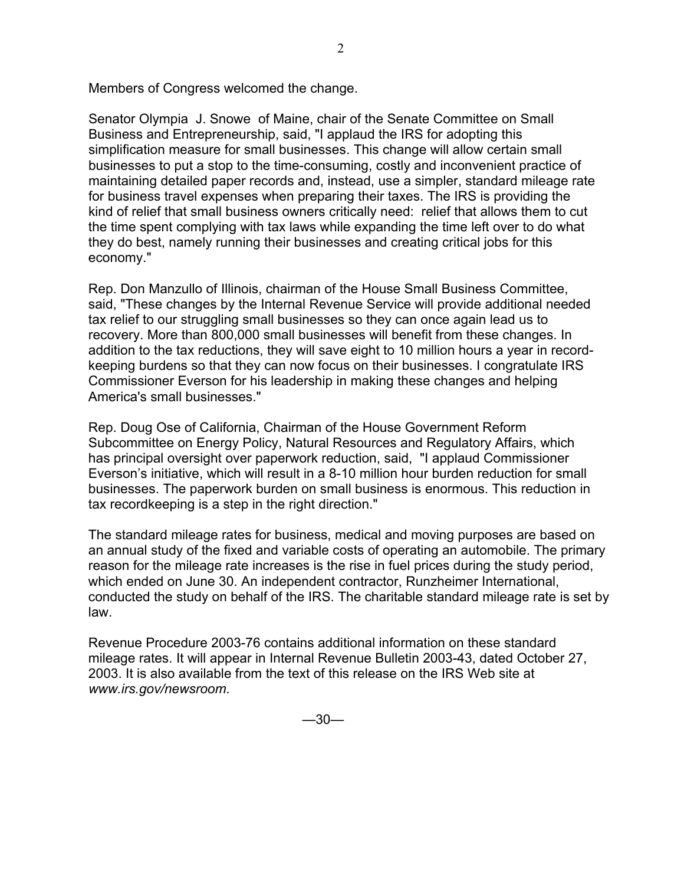Members of Congress welcomed the change.

Senator Olympia J. Snowe of Maine, chair of the Senate Committee on Small Business and Entrepreneurship, said, "I applaud the IRS for adopting this simplification measure for small businesses. This change will allow certain small businesses to put a stop to the time-consuming, costly and inconvenient practice of maintaining detailed paper records and, instead, use a simpler, standard mileage rate for business travel expenses when preparing their taxes. The IRS is providing the kind of relief that small business owners critically need: relief that allows them to cut the time spent complying with tax laws while expanding the time left over to do what they do best, namely running their businesses and creating critical jobs for this economy."

Rep. Don Manzullo of Illinois, chairman of the House Small Business Committee, said, "These changes by the Internal Revenue Service will provide additional needed tax relief to our struggling small businesses so they can once again lead us to recovery. More than 800,000 small businesses will benefit from these changes. In addition to the tax reductions, they will save eight to 10 million hours a year in record-keeping burdens so that they can now focus on their businesses. I congratulate IRS Commissioner Everson for his leadership in making these changes and helping America's small businesses."

Rep. Doug Ose of California, Chairman of the House Government Reform Subcommittee on Energy Policy, Natural Resources and Regulatory Affairs, which has principal oversight over paperwork reduction, said, "I applaud Commissioner Everson's initiative, which will result in a 8-10 million hour burden reduction for small businesses. The paperwork burden on small business is enormous. This reduction in tax recordkeeping is a step in the right direction."

The standard mileage rates for business, medical and moving purposes are based on an annual study of the fixed and variable costs of operating an automobile. The primary reason for the mileage rate increases is the rise in fuel prices during the study period, which ended on June 30. An independent contractor, Runzheimer International, conducted the study on behalf of the IRS. The charitable standard mileage rate is set by law.

Revenue Procedure 2003-76 contains additional information on these standard mileage rates. It will appear in Internal Revenue Bulletin 2003-43, dated October 27, 2003. It is also available from the text of this release on the IRS Web site at *www.irs.gov/newsroom*.

—30—